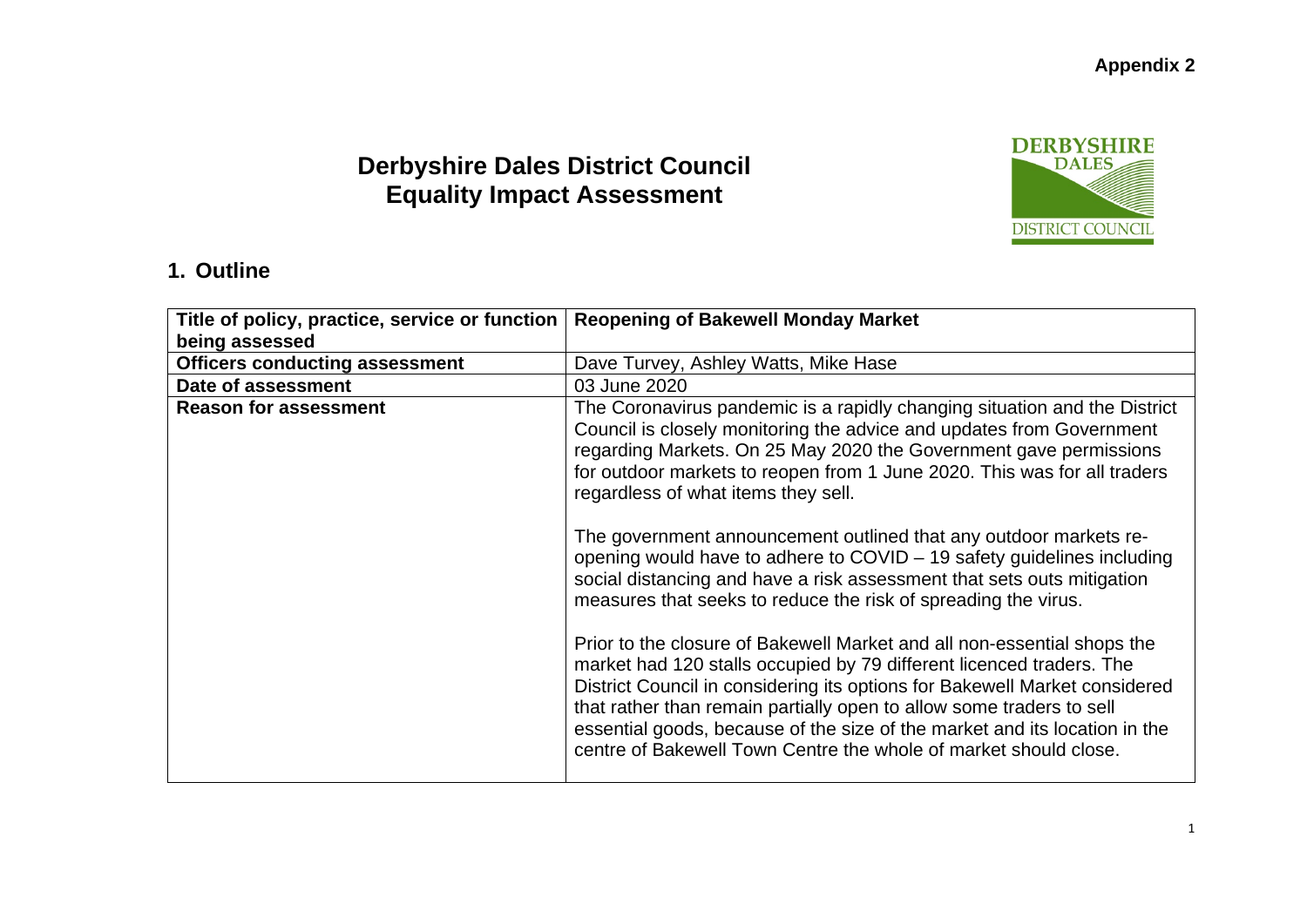**Appendix 2**

# Derbyshire Dales District Council
# Equality Impact Assessment

## 1. Outline

| Title of policy, practice, service or function being assessed | Reopening of Bakewell Monday Market |
|---|---|
| **Officers conducting assessment** | Dave Turvey, Ashley Watts, Mike Hase |
| **Date of assessment** | 03 June 2020 |
| **Reason for assessment** | The Coronavirus pandemic is a rapidly changing situation and the District Council is closely monitoring the advice and updates from Government regarding Markets. On 25 May 2020 the Government gave permissions for outdoor markets to reopen from 1 June 2020. This was for all traders regardless of what items they sell.<br><br>The government announcement outlined that any outdoor markets re-opening would have to adhere to COVID – 19 safety guidelines including social distancing and have a risk assessment that sets outs mitigation measures that seeks to reduce the risk of spreading the virus.<br><br>Prior to the closure of Bakewell Market and all non-essential shops the market had 120 stalls occupied by 79 different licenced traders. The District Council in considering its options for Bakewell Market considered that rather than remain partially open to allow some traders to sell essential goods, because of the size of the market and its location in the centre of Bakewell Town Centre the whole of market should close. |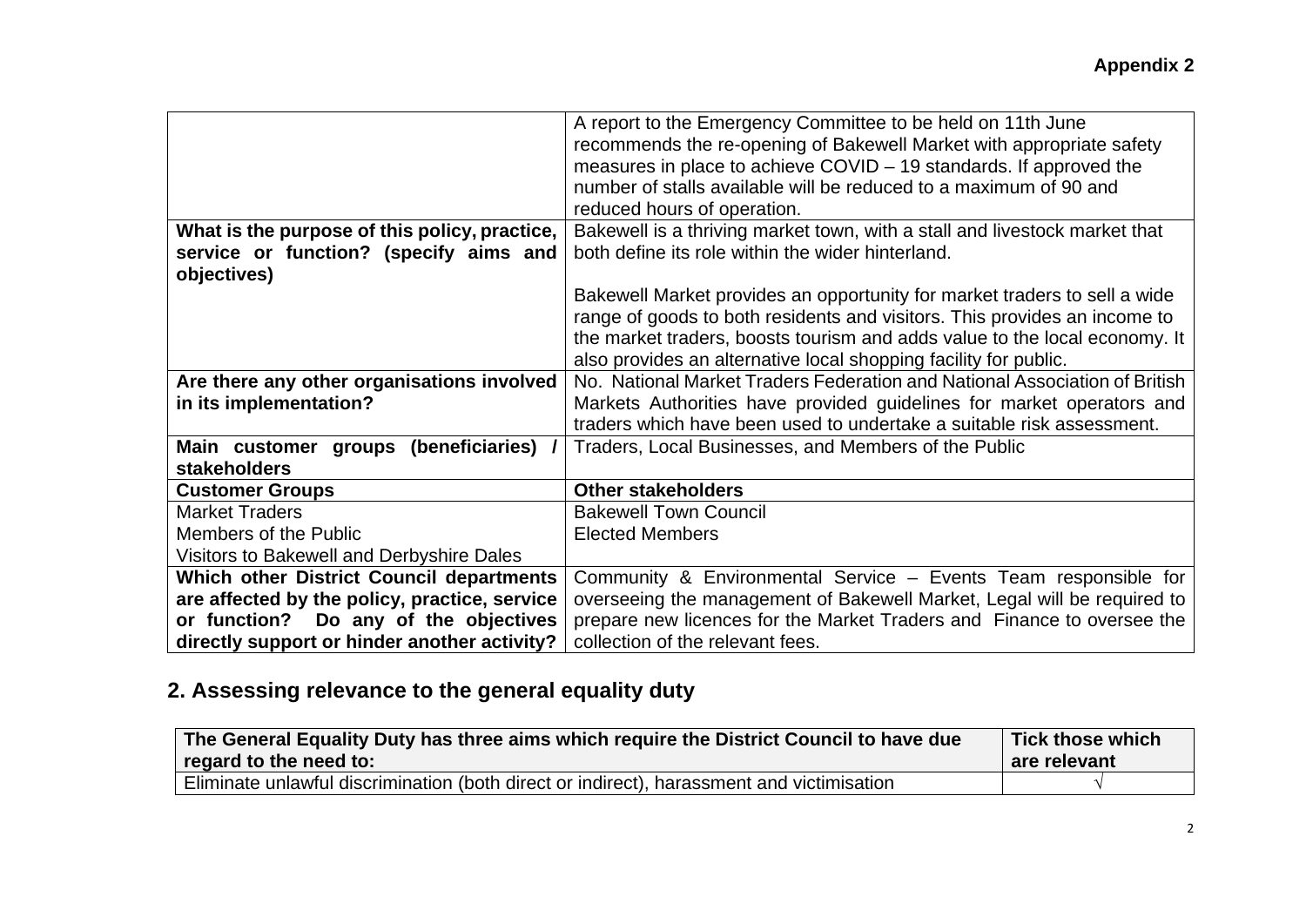**Appendix 2**

| | |
|---|---|
| | A report to the Emergency Committee to be held on 11th June recommends the re-opening of Bakewell Market with appropriate safety measures in place to achieve COVID – 19 standards. If approved the number of stalls available will be reduced to a maximum of 90 and reduced hours of operation. |
| **What is the purpose of this policy, practice, service or function? (specify aims and objectives)** | Bakewell is a thriving market town, with a stall and livestock market that both define its role within the wider hinterland.<br><br>Bakewell Market provides an opportunity for market traders to sell a wide range of goods to both residents and visitors. This provides an income to the market traders, boosts tourism and adds value to the local economy. It also provides an alternative local shopping facility for public. |
| **Are there any other organisations involved in its implementation?** | No. National Market Traders Federation and National Association of British Markets Authorities have provided guidelines for market operators and traders which have been used to undertake a suitable risk assessment. |
| **Main customer groups (beneficiaries) / stakeholders** | Traders, Local Businesses, and Members of the Public |
| **Customer Groups** | **Other stakeholders** |
| Market Traders<br>Members of the Public<br>Visitors to Bakewell and Derbyshire Dales | Bakewell Town Council<br>Elected Members |
| **Which other District Council departments are affected by the policy, practice, service or function? Do any of the objectives directly support or hinder another activity?** | Community & Environmental Service – Events Team responsible for overseeing the management of Bakewell Market, Legal will be required to prepare new licences for the Market Traders and Finance to oversee the collection of the relevant fees. |

## 2. Assessing relevance to the general equality duty

| The General Equality Duty has three aims which require the District Council to have due regard to the need to: | Tick those which are relevant |
|---|---|
| Eliminate unlawful discrimination (both direct or indirect), harassment and victimisation | √ |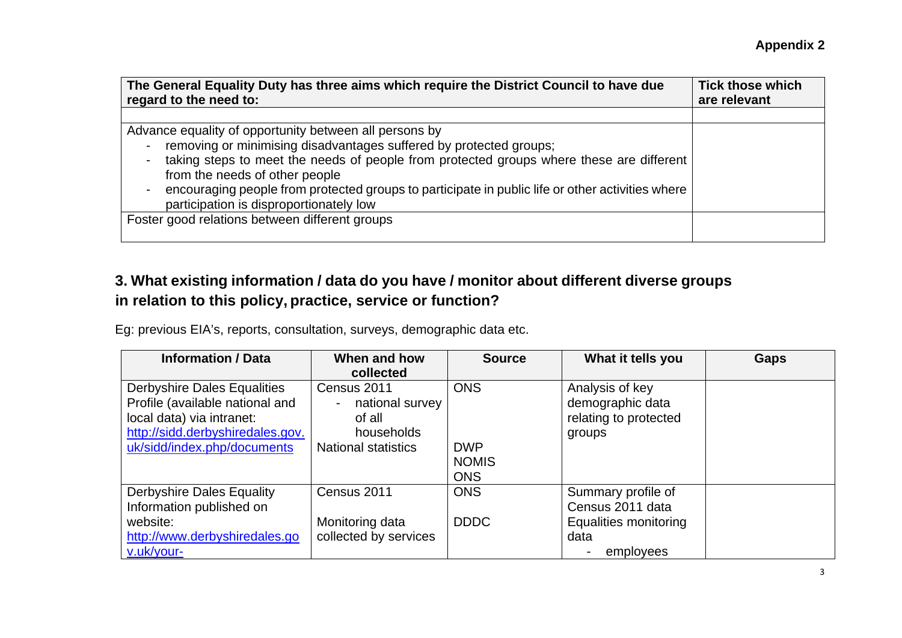**Appendix 2**

| The General Equality Duty has three aims which require the District Council to have due regard to the need to: | Tick those which are relevant |
|---|---|
| | |
| Advance equality of opportunity between all persons by<br>- removing or minimising disadvantages suffered by protected groups;<br>- taking steps to meet the needs of people from protected groups where these are different from the needs of other people<br>- encouraging people from protected groups to participate in public life or other activities where participation is disproportionately low | |
| Foster good relations between different groups | |

## 3. What existing information / data do you have / monitor about different diverse groups in relation to this policy, practice, service or function?

Eg: previous EIA's, reports, consultation, surveys, demographic data etc.

| Information / Data | When and how collected | Source | What it tells you | Gaps |
|---|---|---|---|---|
| Derbyshire Dales Equalities Profile (available national and local data) via intranet: http://sidd.derbyshiredales.gov.uk/sidd/index.php/documents | Census 2011<br>- national survey of all households<br>National statistics | ONS<br><br>DWP<br>NOMIS<br>ONS | Analysis of key demographic data relating to protected groups | |
| Derbyshire Dales Equality Information published on website: http://www.derbyshiredales.gov.uk/your- | Census 2011<br><br>Monitoring data collected by services | ONS<br><br>DDDC | Summary profile of Census 2011 data<br>Equalities monitoring data<br>- employees | |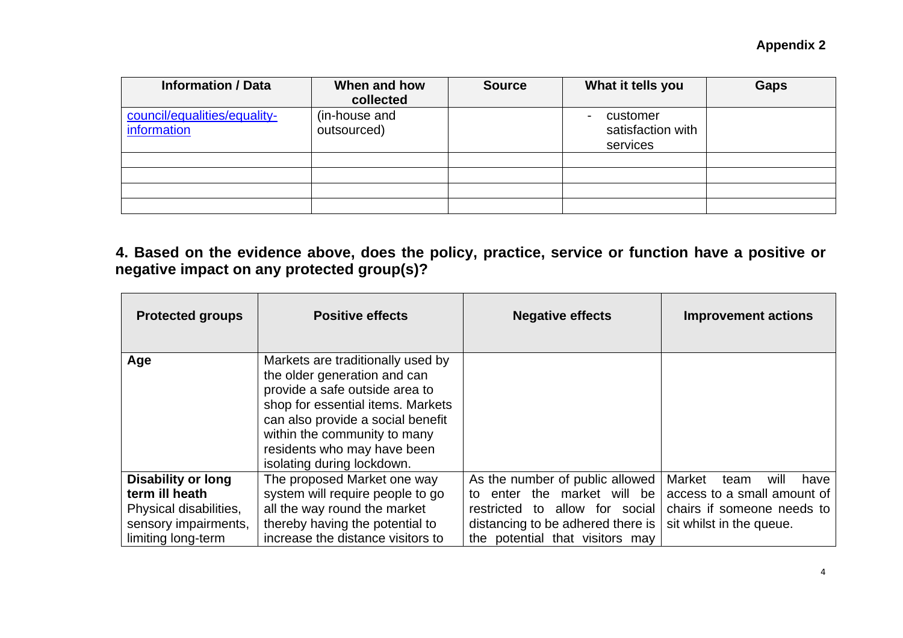**Appendix 2**

| Information / Data | When and how collected | Source | What it tells you | Gaps |
|---|---|---|---|---|
| council/equalities/equality-information | (in-house and outsourced) | | - customer satisfaction with services | |
| | | | | |
| | | | | |
| | | | | |
| | | | | |

## 4. Based on the evidence above, does the policy, practice, service or function have a positive or negative impact on any protected group(s)?

| Protected groups | Positive effects | Negative effects | Improvement actions |
|---|---|---|---|
| **Age** | Markets are traditionally used by the older generation and can provide a safe outside area to shop for essential items. Markets can also provide a social benefit within the community to many residents who may have been isolating during lockdown. | | |
| **Disability or long term ill heath** Physical disabilities, sensory impairments, limiting long-term | The proposed Market one way system will require people to go all the way round the market thereby having the potential to increase the distance visitors to | As the number of public allowed to enter the market will be restricted to allow for social distancing to be adhered there is the potential that visitors may | Market team will have access to a small amount of chairs if someone needs to sit whilst in the queue. |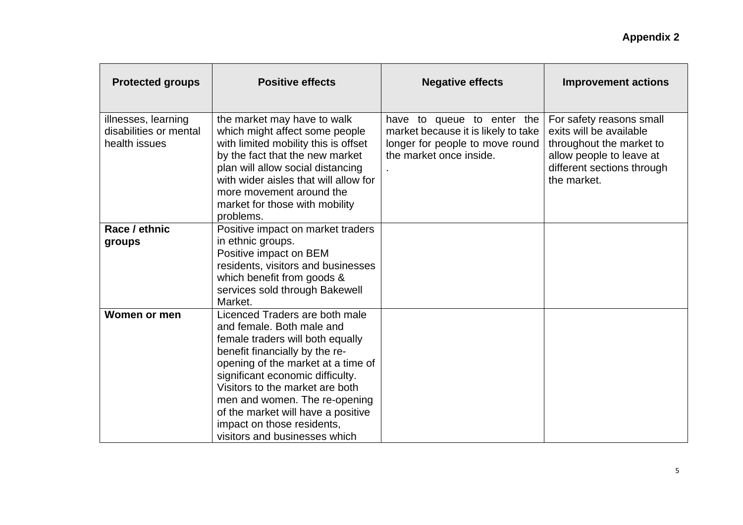**Appendix 2**

| Protected groups | Positive effects | Negative effects | Improvement actions |
|---|---|---|---|
| illnesses, learning disabilities or mental health issues | the market may have to walk which might affect some people with limited mobility this is offset by the fact that the new market plan will allow social distancing with wider aisles that will allow for more movement around the market for those with mobility problems. | have to queue to enter the market because it is likely to take longer for people to move round the market once inside. . | For safety reasons small exits will be available throughout the market to allow people to leave at different sections through the market. |
| **Race / ethnic groups** | Positive impact on market traders in ethnic groups.<br>Positive impact on BEM residents, visitors and businesses which benefit from goods & services sold through Bakewell Market. | | |
| **Women or men** | Licenced Traders are both male and female. Both male and female traders will both equally benefit financially by the re-opening of the market at a time of significant economic difficulty. Visitors to the market are both men and women. The re-opening of the market will have a positive impact on those residents, visitors and businesses which | | |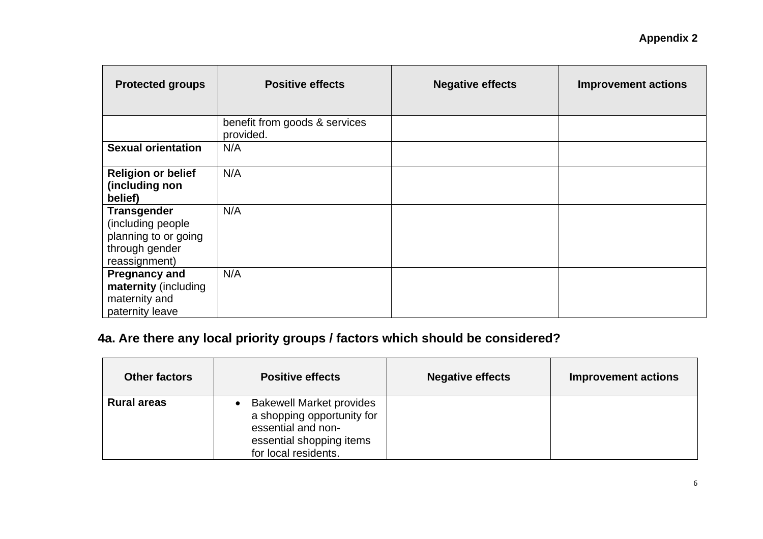**Appendix 2**

| Protected groups | Positive effects | Negative effects | Improvement actions |
|---|---|---|---|
| | benefit from goods & services provided. | | |
| **Sexual orientation** | N/A | | |
| **Religion or belief (including non belief)** | N/A | | |
| **Transgender** (including people planning to or going through gender reassignment) | N/A | | |
| **Pregnancy and maternity** (including maternity and paternity leave | N/A | | |

## 4a. Are there any local priority groups / factors which should be considered?

| Other factors | Positive effects | Negative effects | Improvement actions |
|---|---|---|---|
| **Rural areas** | • Bakewell Market provides a shopping opportunity for essential and non-essential shopping items for local residents. | | |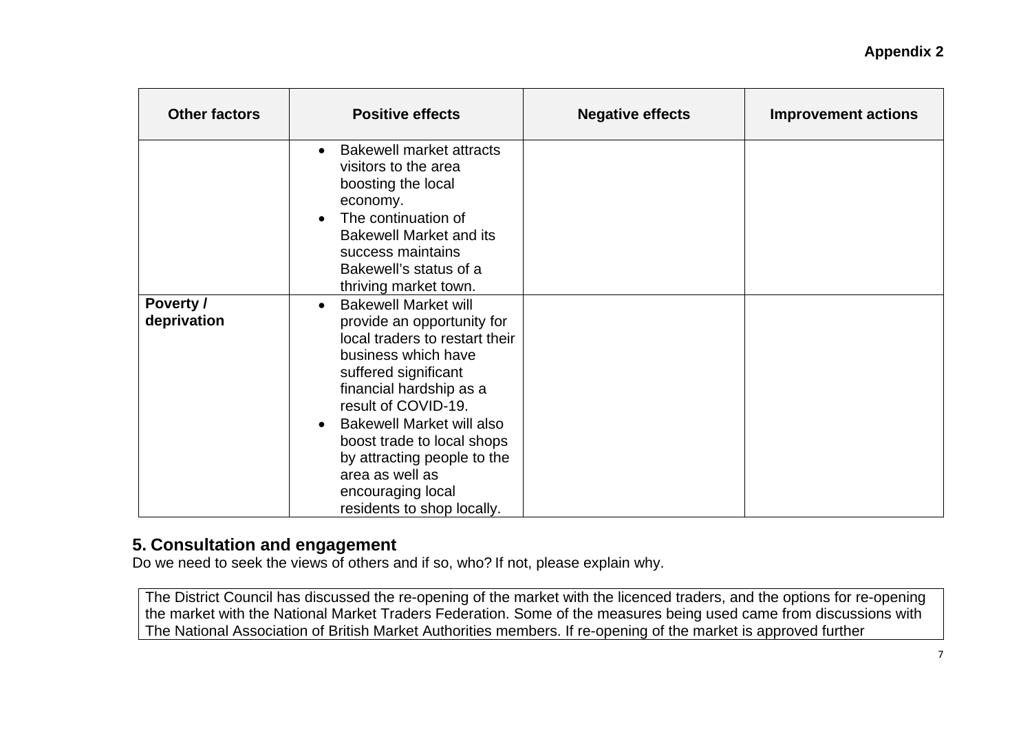**Appendix 2**

| Other factors | Positive effects | Negative effects | Improvement actions |
|---|---|---|---|
| | • Bakewell market attracts visitors to the area boosting the local economy.<br>• The continuation of Bakewell Market and its success maintains Bakewell's status of a thriving market town. | | |
| **Poverty / deprivation** | • Bakewell Market will provide an opportunity for local traders to restart their business which have suffered significant financial hardship as a result of COVID-19.<br>• Bakewell Market will also boost trade to local shops by attracting people to the area as well as encouraging local residents to shop locally. | | |

## 5. Consultation and engagement

Do we need to seek the views of others and if so, who? If not, please explain why.

The District Council has discussed the re-opening of the market with the licenced traders, and the options for re-opening the market with the National Market Traders Federation. Some of the measures being used came from discussions with The National Association of British Market Authorities members. If re-opening of the market is approved further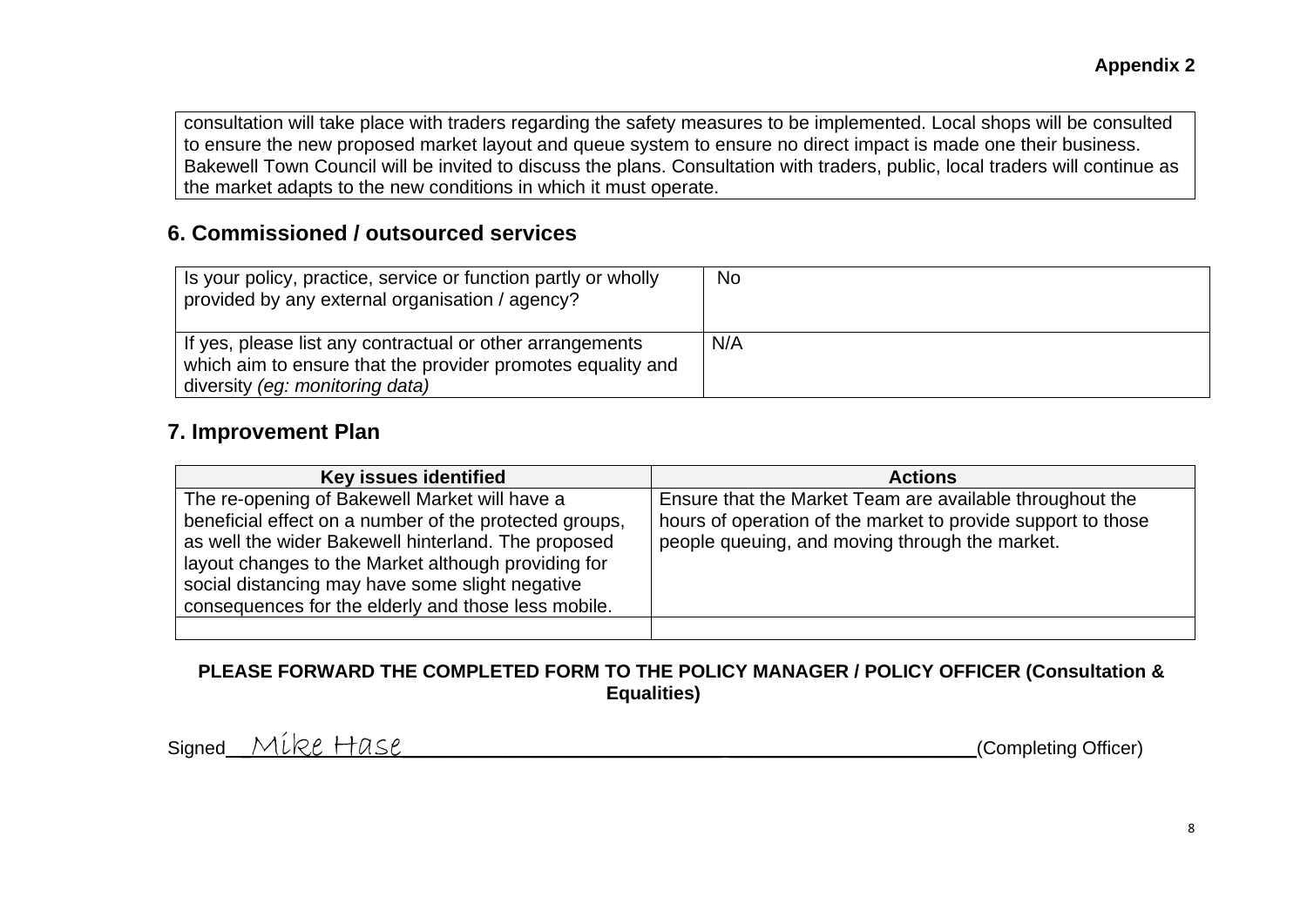**Appendix 2**

| |
|---|
| consultation will take place with traders regarding the safety measures to be implemented. Local shops will be consulted to ensure the new proposed market layout and queue system to ensure no direct impact is made one their business. Bakewell Town Council will be invited to discuss the plans. Consultation with traders, public, local traders will continue as the market adapts to the new conditions in which it must operate. |

## 6. Commissioned / outsourced services

| | |
|---|---|
| Is your policy, practice, service or function partly or wholly provided by any external organisation / agency? | No |
| If yes, please list any contractual or other arrangements which aim to ensure that the provider promotes equality and diversity *(eg: monitoring data)* | N/A |

## 7. Improvement Plan

| Key issues identified | Actions |
|---|---|
| The re-opening of Bakewell Market will have a beneficial effect on a number of the protected groups, as well the wider Bakewell hinterland. The proposed layout changes to the Market although providing for social distancing may have some slight negative consequences for the elderly and those less mobile. | Ensure that the Market Team are available throughout the hours of operation of the market to provide support to those people queuing, and moving through the market. |
| | |

**PLEASE FORWARD THE COMPLETED FORM TO THE POLICY MANAGER / POLICY OFFICER (Consultation & Equalities)**

Signed Mike Hase (Completing Officer)